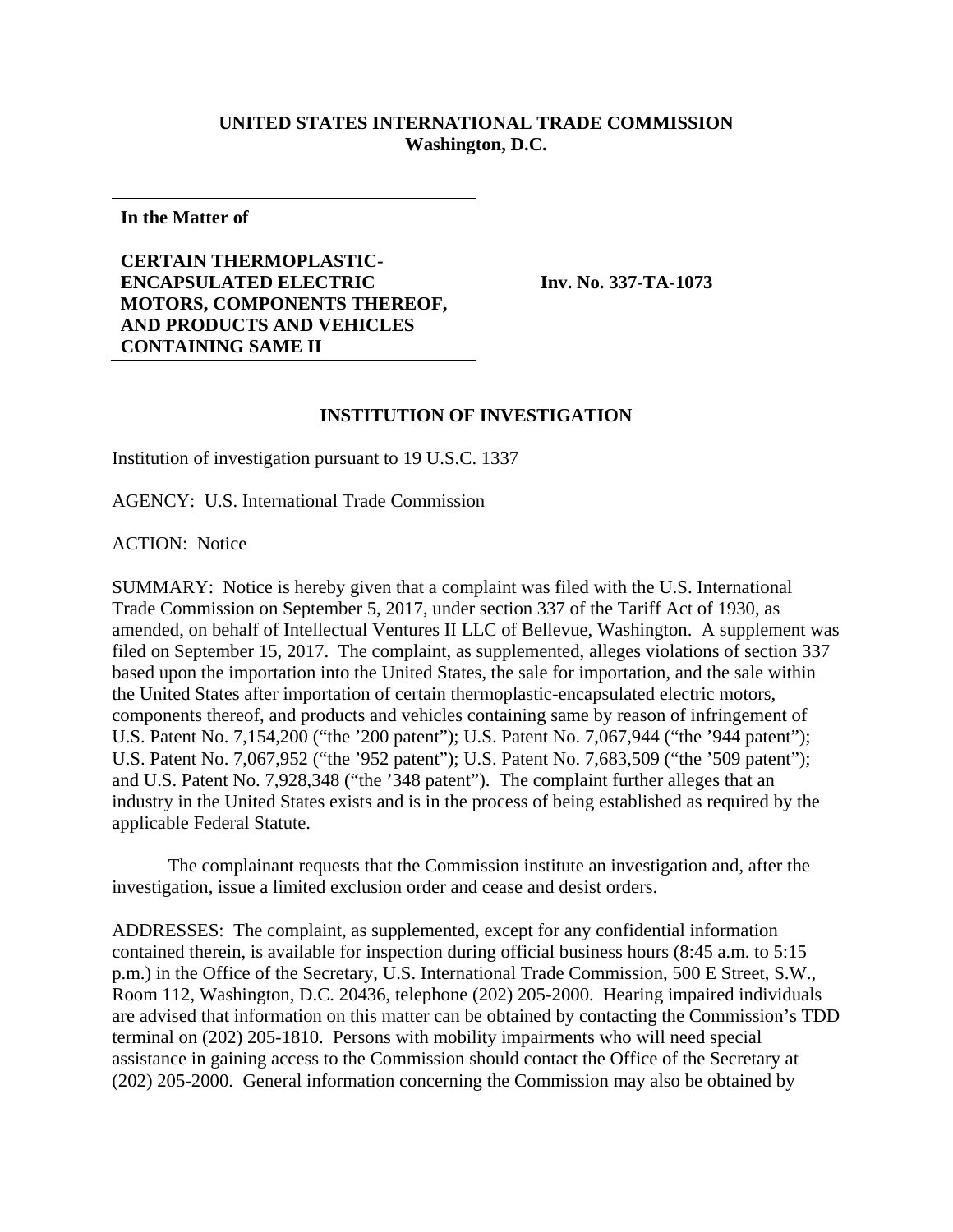**UNITED STATES INTERNATIONAL TRADE COMMISSION**
**Washington, D.C.**

| **In the Matter of**<br><br>**CERTAIN THERMOPLASTIC-ENCAPSULATED ELECTRIC MOTORS, COMPONENTS THEREOF, AND PRODUCTS AND VEHICLES CONTAINING SAME II** | **Inv. No. 337-TA-1073** |
|---|---|

## INSTITUTION OF INVESTIGATION

Institution of investigation pursuant to 19 U.S.C. 1337

AGENCY: U.S. International Trade Commission

ACTION: Notice

SUMMARY: Notice is hereby given that a complaint was filed with the U.S. International Trade Commission on September 5, 2017, under section 337 of the Tariff Act of 1930, as amended, on behalf of Intellectual Ventures II LLC of Bellevue, Washington. A supplement was filed on September 15, 2017. The complaint, as supplemented, alleges violations of section 337 based upon the importation into the United States, the sale for importation, and the sale within the United States after importation of certain thermoplastic-encapsulated electric motors, components thereof, and products and vehicles containing same by reason of infringement of U.S. Patent No. 7,154,200 ("the '200 patent"); U.S. Patent No. 7,067,944 ("the '944 patent"); U.S. Patent No. 7,067,952 ("the '952 patent"); U.S. Patent No. 7,683,509 ("the '509 patent"); and U.S. Patent No. 7,928,348 ("the '348 patent"). The complaint further alleges that an industry in the United States exists and is in the process of being established as required by the applicable Federal Statute.

The complainant requests that the Commission institute an investigation and, after the investigation, issue a limited exclusion order and cease and desist orders.

ADDRESSES: The complaint, as supplemented, except for any confidential information contained therein, is available for inspection during official business hours (8:45 a.m. to 5:15 p.m.) in the Office of the Secretary, U.S. International Trade Commission, 500 E Street, S.W., Room 112, Washington, D.C. 20436, telephone (202) 205-2000. Hearing impaired individuals are advised that information on this matter can be obtained by contacting the Commission's TDD terminal on (202) 205-1810. Persons with mobility impairments who will need special assistance in gaining access to the Commission should contact the Office of the Secretary at (202) 205-2000. General information concerning the Commission may also be obtained by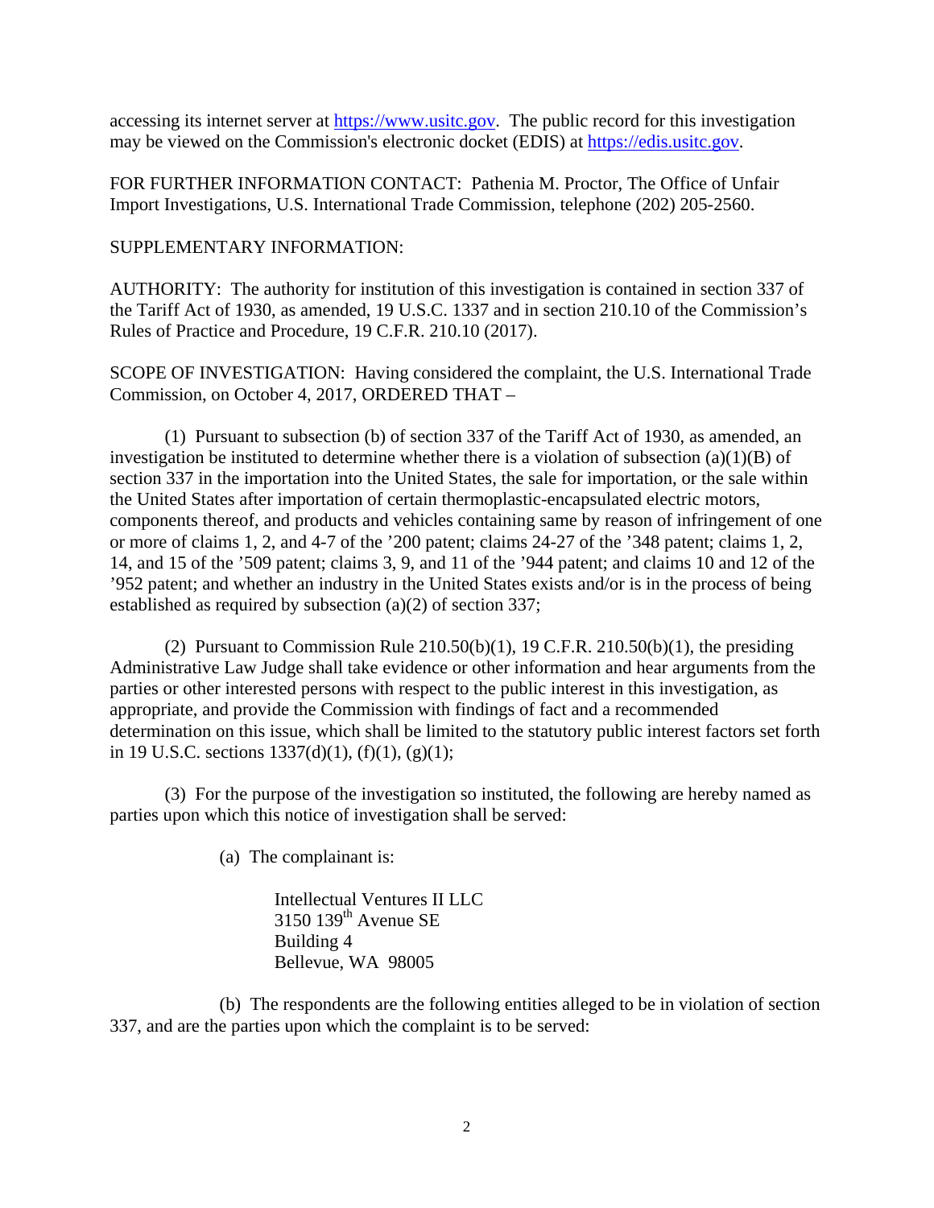accessing its internet server at https://www.usitc.gov. The public record for this investigation may be viewed on the Commission's electronic docket (EDIS) at https://edis.usitc.gov.

FOR FURTHER INFORMATION CONTACT: Pathenia M. Proctor, The Office of Unfair Import Investigations, U.S. International Trade Commission, telephone (202) 205-2560.

SUPPLEMENTARY INFORMATION:

AUTHORITY: The authority for institution of this investigation is contained in section 337 of the Tariff Act of 1930, as amended, 19 U.S.C. 1337 and in section 210.10 of the Commission's Rules of Practice and Procedure, 19 C.F.R. 210.10 (2017).

SCOPE OF INVESTIGATION: Having considered the complaint, the U.S. International Trade Commission, on October 4, 2017, ORDERED THAT –

(1) Pursuant to subsection (b) of section 337 of the Tariff Act of 1930, as amended, an investigation be instituted to determine whether there is a violation of subsection (a)(1)(B) of section 337 in the importation into the United States, the sale for importation, or the sale within the United States after importation of certain thermoplastic-encapsulated electric motors, components thereof, and products and vehicles containing same by reason of infringement of one or more of claims 1, 2, and 4-7 of the '200 patent; claims 24-27 of the '348 patent; claims 1, 2, 14, and 15 of the '509 patent; claims 3, 9, and 11 of the '944 patent; and claims 10 and 12 of the '952 patent; and whether an industry in the United States exists and/or is in the process of being established as required by subsection (a)(2) of section 337;

(2) Pursuant to Commission Rule 210.50(b)(1), 19 C.F.R. 210.50(b)(1), the presiding Administrative Law Judge shall take evidence or other information and hear arguments from the parties or other interested persons with respect to the public interest in this investigation, as appropriate, and provide the Commission with findings of fact and a recommended determination on this issue, which shall be limited to the statutory public interest factors set forth in 19 U.S.C. sections 1337(d)(1), (f)(1), (g)(1);

(3) For the purpose of the investigation so instituted, the following are hereby named as parties upon which this notice of investigation shall be served:

(a) The complainant is:

Intellectual Ventures II LLC  
3150 139th Avenue SE  
Building 4  
Bellevue, WA 98005

(b) The respondents are the following entities alleged to be in violation of section 337, and are the parties upon which the complaint is to be served: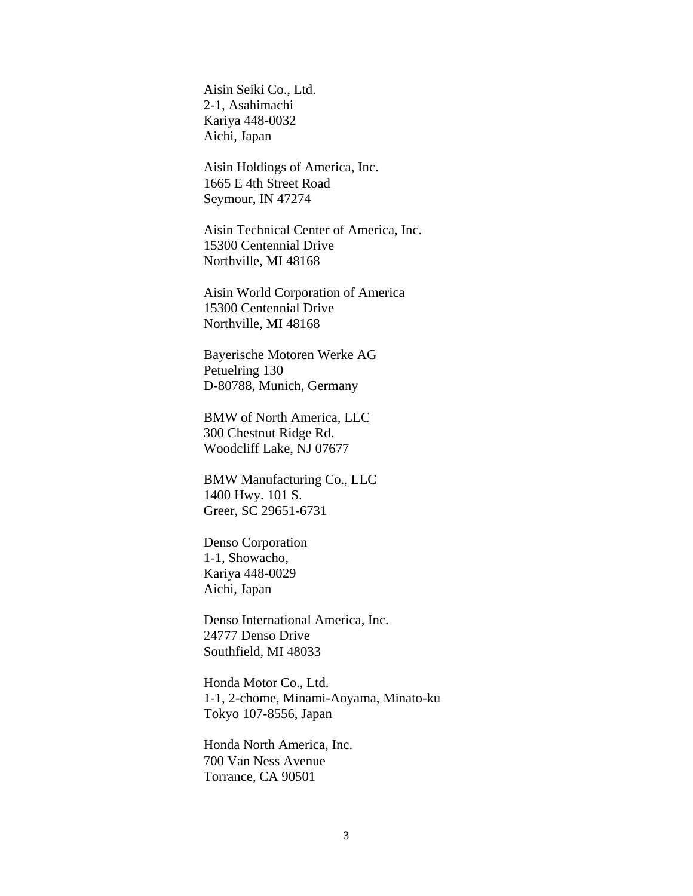Aisin Seiki Co., Ltd.
2-1, Asahimachi
Kariya 448-0032
Aichi, Japan

Aisin Holdings of America, Inc.
1665 E 4th Street Road
Seymour, IN 47274

Aisin Technical Center of America, Inc.
15300 Centennial Drive
Northville, MI 48168

Aisin World Corporation of America
15300 Centennial Drive
Northville, MI 48168

Bayerische Motoren Werke AG
Petuelring 130
D-80788, Munich, Germany

BMW of North America, LLC
300 Chestnut Ridge Rd.
Woodcliff Lake, NJ 07677

BMW Manufacturing Co., LLC
1400 Hwy. 101 S.
Greer, SC 29651-6731

Denso Corporation
1-1, Showacho,
Kariya 448-0029
Aichi, Japan

Denso International America, Inc.
24777 Denso Drive
Southfield, MI 48033

Honda Motor Co., Ltd.
1-1, 2-chome, Minami-Aoyama, Minato-ku
Tokyo 107-8556, Japan

Honda North America, Inc.
700 Van Ness Avenue
Torrance, CA 90501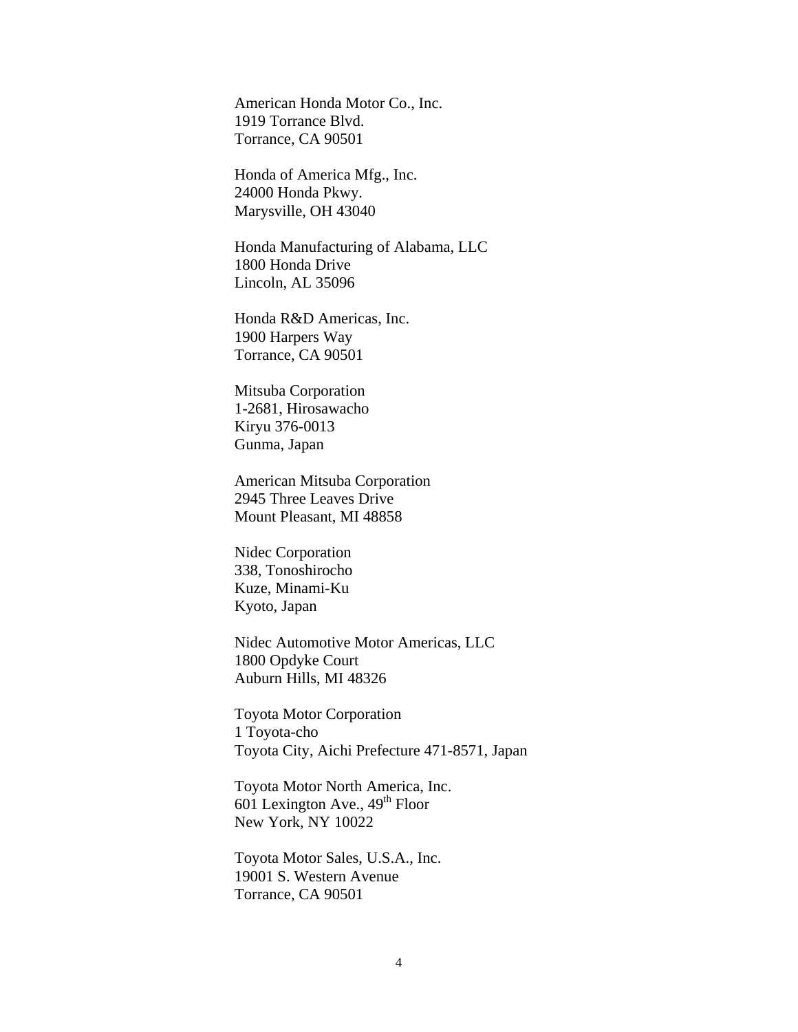American Honda Motor Co., Inc.
1919 Torrance Blvd.
Torrance, CA 90501

Honda of America Mfg., Inc.
24000 Honda Pkwy.
Marysville, OH 43040

Honda Manufacturing of Alabama, LLC
1800 Honda Drive
Lincoln, AL 35096

Honda R&D Americas, Inc.
1900 Harpers Way
Torrance, CA 90501

Mitsuba Corporation
1-2681, Hirosawacho
Kiryu 376-0013
Gunma, Japan

American Mitsuba Corporation
2945 Three Leaves Drive
Mount Pleasant, MI 48858

Nidec Corporation
338, Tonoshirocho
Kuze, Minami-Ku
Kyoto, Japan

Nidec Automotive Motor Americas, LLC
1800 Opdyke Court
Auburn Hills, MI 48326

Toyota Motor Corporation
1 Toyota-cho
Toyota City, Aichi Prefecture 471-8571, Japan

Toyota Motor North America, Inc.
601 Lexington Ave., 49th Floor
New York, NY 10022

Toyota Motor Sales, U.S.A., Inc.
19001 S. Western Avenue
Torrance, CA 90501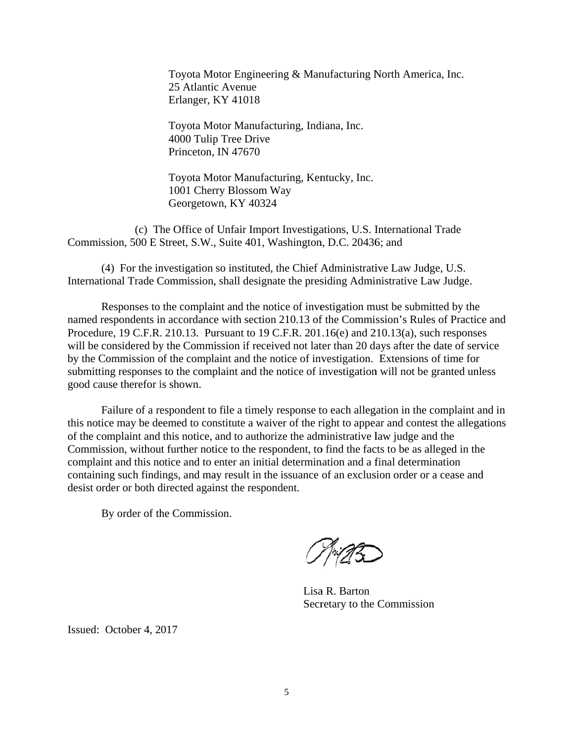Toyota Motor Engineering & Manufacturing North America, Inc.
25 Atlantic Avenue
Erlanger, KY 41018

Toyota Motor Manufacturing, Indiana, Inc.
4000 Tulip Tree Drive
Princeton, IN 47670

Toyota Motor Manufacturing, Kentucky, Inc.
1001 Cherry Blossom Way
Georgetown, KY 40324

(c) The Office of Unfair Import Investigations, U.S. International Trade Commission, 500 E Street, S.W., Suite 401, Washington, D.C. 20436; and

(4) For the investigation so instituted, the Chief Administrative Law Judge, U.S. International Trade Commission, shall designate the presiding Administrative Law Judge.

Responses to the complaint and the notice of investigation must be submitted by the named respondents in accordance with section 210.13 of the Commission's Rules of Practice and Procedure, 19 C.F.R. 210.13. Pursuant to 19 C.F.R. 201.16(e) and 210.13(a), such responses will be considered by the Commission if received not later than 20 days after the date of service by the Commission of the complaint and the notice of investigation. Extensions of time for submitting responses to the complaint and the notice of investigation will not be granted unless good cause therefor is shown.

Failure of a respondent to file a timely response to each allegation in the complaint and in this notice may be deemed to constitute a waiver of the right to appear and contest the allegations of the complaint and this notice, and to authorize the administrative law judge and the Commission, without further notice to the respondent, to find the facts to be as alleged in the complaint and this notice and to enter an initial determination and a final determination containing such findings, and may result in the issuance of an exclusion order or a cease and desist order or both directed against the respondent.

By order of the Commission.

Lisa R. Barton
Secretary to the Commission

Issued: October 4, 2017